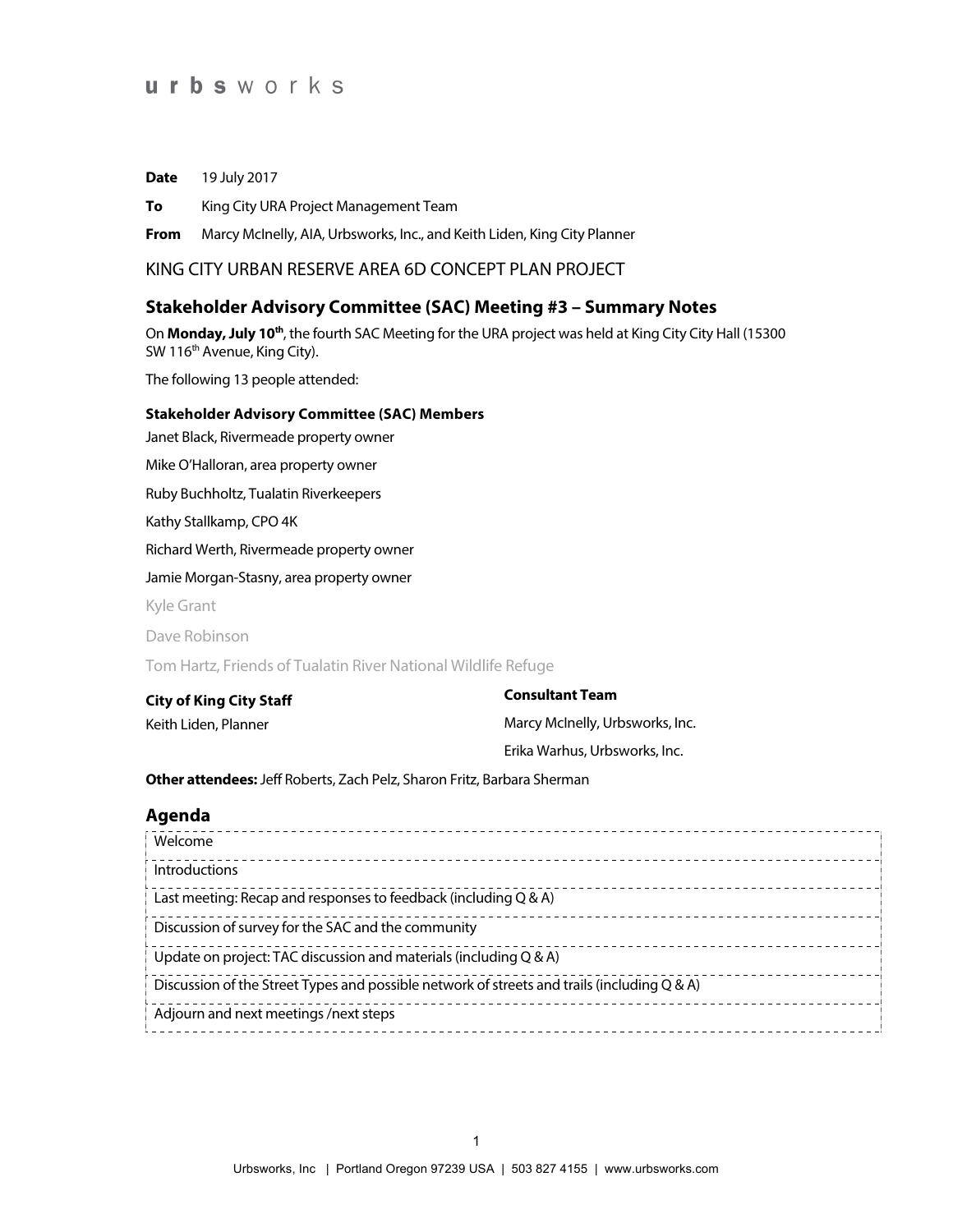urbsworks

**Date** 19 July 2017

**To** King City URA Project Management Team

**From** Marcy McInelly, AIA, Urbsworks, Inc., and Keith Liden, King City Planner

KING CITY URBAN RESERVE AREA 6D CONCEPT PLAN PROJECT

## Stakeholder Advisory Committee (SAC) Meeting #3 – Summary Notes

On **Monday, July 10th**, the fourth SAC Meeting for the URA project was held at King City City Hall (15300 SW 116th Avenue, King City).

The following 13 people attended:

#### Stakeholder Advisory Committee (SAC) Members

Janet Black, Rivermeade property owner

Mike O'Halloran, area property owner

Ruby Buchholtz, Tualatin Riverkeepers

Kathy Stallkamp, CPO 4K

Richard Werth, Rivermeade property owner

Jamie Morgan-Stasny, area property owner

Kyle Grant

Dave Robinson

Tom Hartz, Friends of Tualatin River National Wildlife Refuge

#### City of King City Staff

Keith Liden, Planner

#### Consultant Team

Marcy McInelly, Urbsworks, Inc.

Erika Warhus, Urbsworks, Inc.

**Other attendees:** Jeff Roberts, Zach Pelz, Sharon Fritz, Barbara Sherman

## Agenda

| |
|---|
| Welcome |
| Introductions |
| Last meeting: Recap and responses to feedback (including Q & A) |
| Discussion of survey for the SAC and the community |
| Update on project: TAC discussion and materials (including Q & A) |
| Discussion of the Street Types and possible network of streets and trails (including Q & A) |
| Adjourn and next meetings /next steps |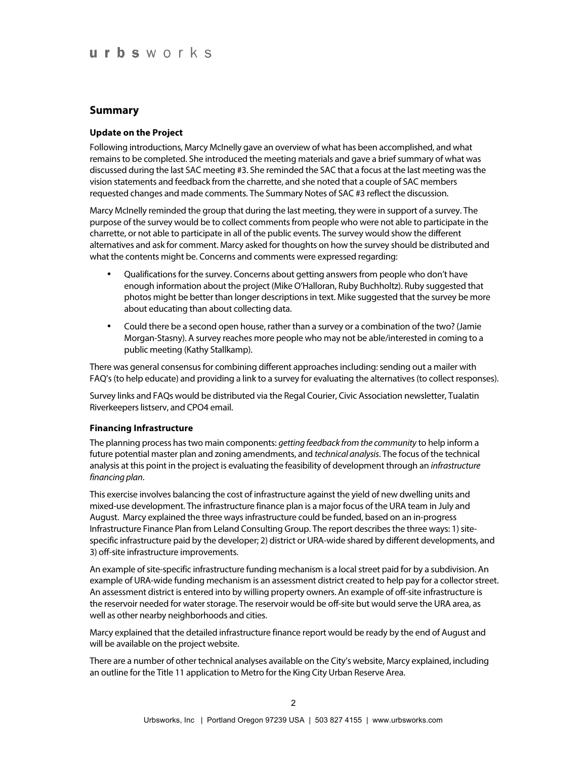## Summary

### Update on the Project

Following introductions, Marcy McInelly gave an overview of what has been accomplished, and what remains to be completed. She introduced the meeting materials and gave a brief summary of what was discussed during the last SAC meeting #3. She reminded the SAC that a focus at the last meeting was the vision statements and feedback from the charrette, and she noted that a couple of SAC members requested changes and made comments. The Summary Notes of SAC #3 reflect the discussion.

Marcy McInelly reminded the group that during the last meeting, they were in support of a survey. The purpose of the survey would be to collect comments from people who were not able to participate in the charrette, or not able to participate in all of the public events. The survey would show the different alternatives and ask for comment. Marcy asked for thoughts on how the survey should be distributed and what the contents might be. Concerns and comments were expressed regarding:

- Qualifications for the survey. Concerns about getting answers from people who don't have enough information about the project (Mike O'Halloran, Ruby Buchholtz). Ruby suggested that photos might be better than longer descriptions in text. Mike suggested that the survey be more about educating than about collecting data.
- Could there be a second open house, rather than a survey or a combination of the two? (Jamie Morgan-Stasny). A survey reaches more people who may not be able/interested in coming to a public meeting (Kathy Stallkamp).

There was general consensus for combining different approaches including: sending out a mailer with FAQ's (to help educate) and providing a link to a survey for evaluating the alternatives (to collect responses).

Survey links and FAQs would be distributed via the Regal Courier, Civic Association newsletter, Tualatin Riverkeepers listserv, and CPO4 email.

### Financing Infrastructure

The planning process has two main components: *getting feedback from the community* to help inform a future potential master plan and zoning amendments, and *technical analysis*. The focus of the technical analysis at this point in the project is evaluating the feasibility of development through an *infrastructure financing plan*.

This exercise involves balancing the cost of infrastructure against the yield of new dwelling units and mixed-use development. The infrastructure finance plan is a major focus of the URA team in July and August. Marcy explained the three ways infrastructure could be funded, based on an in-progress Infrastructure Finance Plan from Leland Consulting Group. The report describes the three ways: 1) site-specific infrastructure paid by the developer; 2) district or URA-wide shared by different developments, and 3) off-site infrastructure improvements.

An example of site-specific infrastructure funding mechanism is a local street paid for by a subdivision. An example of URA-wide funding mechanism is an assessment district created to help pay for a collector street. An assessment district is entered into by willing property owners. An example of off-site infrastructure is the reservoir needed for water storage. The reservoir would be off-site but would serve the URA area, as well as other nearby neighborhoods and cities.

Marcy explained that the detailed infrastructure finance report would be ready by the end of August and will be available on the project website.

There are a number of other technical analyses available on the City's website, Marcy explained, including an outline for the Title 11 application to Metro for the King City Urban Reserve Area.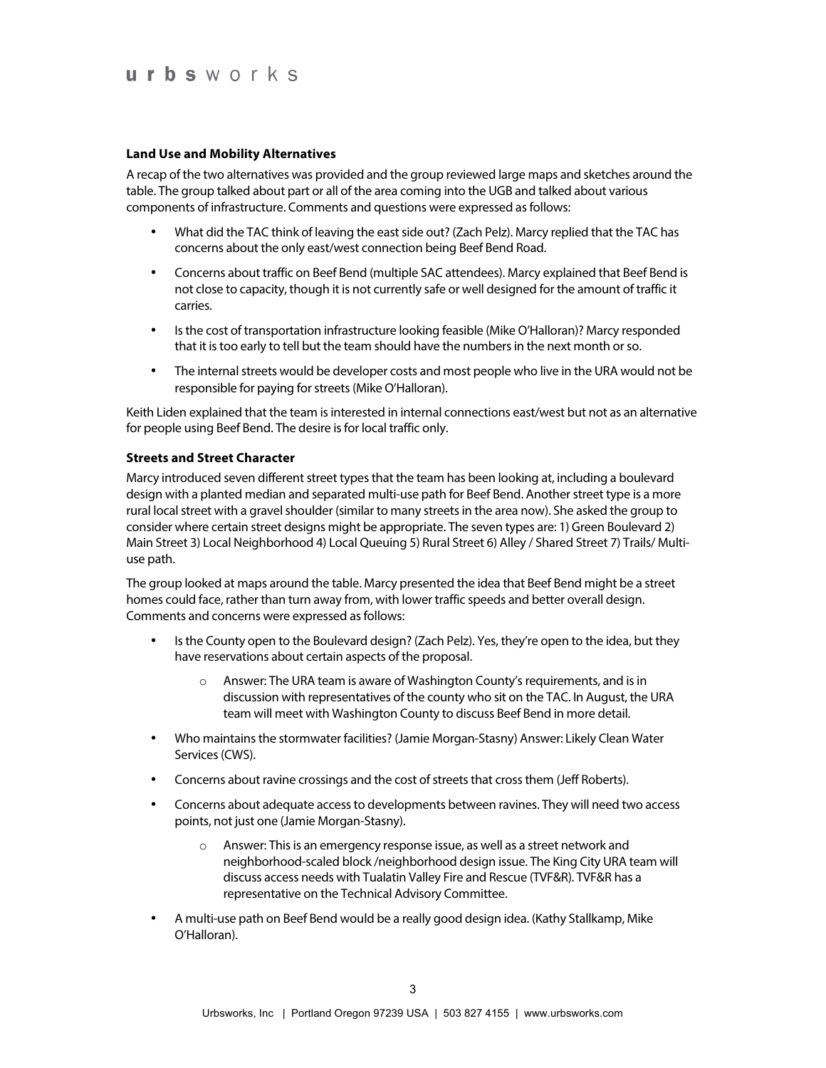**Land Use and Mobility Alternatives**

A recap of the two alternatives was provided and the group reviewed large maps and sketches around the table. The group talked about part or all of the area coming into the UGB and talked about various components of infrastructure. Comments and questions were expressed as follows:

- What did the TAC think of leaving the east side out? (Zach Pelz). Marcy replied that the TAC has concerns about the only east/west connection being Beef Bend Road.
- Concerns about traffic on Beef Bend (multiple SAC attendees). Marcy explained that Beef Bend is not close to capacity, though it is not currently safe or well designed for the amount of traffic it carries.
- Is the cost of transportation infrastructure looking feasible (Mike O'Halloran)? Marcy responded that it is too early to tell but the team should have the numbers in the next month or so.
- The internal streets would be developer costs and most people who live in the URA would not be responsible for paying for streets (Mike O'Halloran).

Keith Liden explained that the team is interested in internal connections east/west but not as an alternative for people using Beef Bend. The desire is for local traffic only.

**Streets and Street Character**

Marcy introduced seven different street types that the team has been looking at, including a boulevard design with a planted median and separated multi-use path for Beef Bend. Another street type is a more rural local street with a gravel shoulder (similar to many streets in the area now). She asked the group to consider where certain street designs might be appropriate. The seven types are: 1) Green Boulevard 2) Main Street 3) Local Neighborhood 4) Local Queuing 5) Rural Street 6) Alley / Shared Street 7) Trails/ Multi-use path.

The group looked at maps around the table. Marcy presented the idea that Beef Bend might be a street homes could face, rather than turn away from, with lower traffic speeds and better overall design. Comments and concerns were expressed as follows:

- Is the County open to the Boulevard design? (Zach Pelz). Yes, they're open to the idea, but they have reservations about certain aspects of the proposal.
    - Answer: The URA team is aware of Washington County's requirements, and is in discussion with representatives of the county who sit on the TAC. In August, the URA team will meet with Washington County to discuss Beef Bend in more detail.
- Who maintains the stormwater facilities? (Jamie Morgan-Stasny) Answer: Likely Clean Water Services (CWS).
- Concerns about ravine crossings and the cost of streets that cross them (Jeff Roberts).
- Concerns about adequate access to developments between ravines. They will need two access points, not just one (Jamie Morgan-Stasny).
    - Answer: This is an emergency response issue, as well as a street network and neighborhood-scaled block /neighborhood design issue. The King City URA team will discuss access needs with Tualatin Valley Fire and Rescue (TVF&R). TVF&R has a representative on the Technical Advisory Committee.
- A multi-use path on Beef Bend would be a really good design idea. (Kathy Stallkamp, Mike O'Halloran).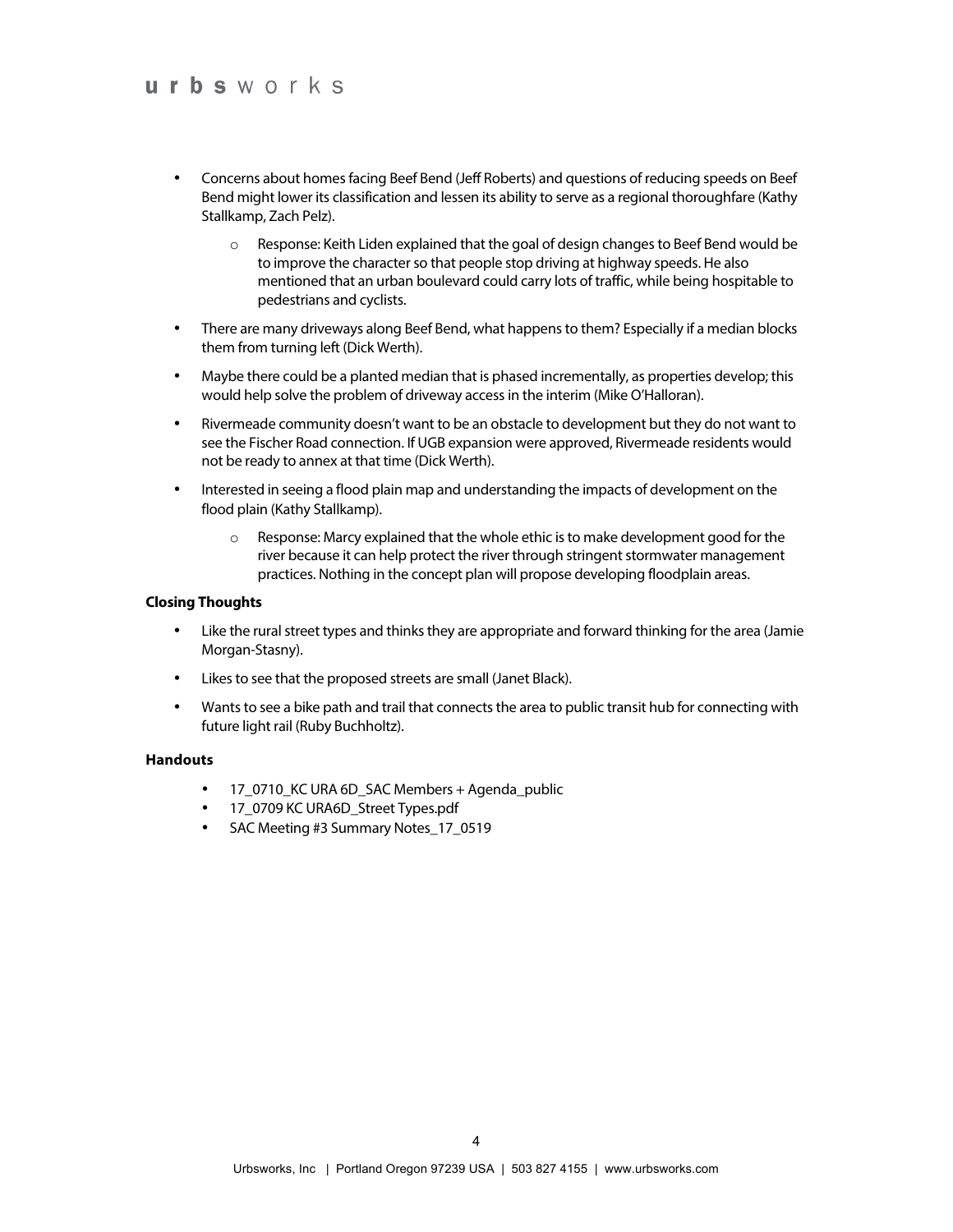- Concerns about homes facing Beef Bend (Jeff Roberts) and questions of reducing speeds on Beef Bend might lower its classification and lessen its ability to serve as a regional thoroughfare (Kathy Stallkamp, Zach Pelz).
    - Response: Keith Liden explained that the goal of design changes to Beef Bend would be to improve the character so that people stop driving at highway speeds. He also mentioned that an urban boulevard could carry lots of traffic, while being hospitable to pedestrians and cyclists.
- There are many driveways along Beef Bend, what happens to them? Especially if a median blocks them from turning left (Dick Werth).
- Maybe there could be a planted median that is phased incrementally, as properties develop; this would help solve the problem of driveway access in the interim (Mike O'Halloran).
- Rivermeade community doesn't want to be an obstacle to development but they do not want to see the Fischer Road connection. If UGB expansion were approved, Rivermeade residents would not be ready to annex at that time (Dick Werth).
- Interested in seeing a flood plain map and understanding the impacts of development on the flood plain (Kathy Stallkamp).
    - Response: Marcy explained that the whole ethic is to make development good for the river because it can help protect the river through stringent stormwater management practices. Nothing in the concept plan will propose developing floodplain areas.

**Closing Thoughts**

- Like the rural street types and thinks they are appropriate and forward thinking for the area (Jamie Morgan-Stasny).
- Likes to see that the proposed streets are small (Janet Black).
- Wants to see a bike path and trail that connects the area to public transit hub for connecting with future light rail (Ruby Buchholtz).

**Handouts**

- 17_0710_KC URA 6D_SAC Members + Agenda_public
- 17_0709 KC URA6D_Street Types.pdf
- SAC Meeting #3 Summary Notes_17_0519